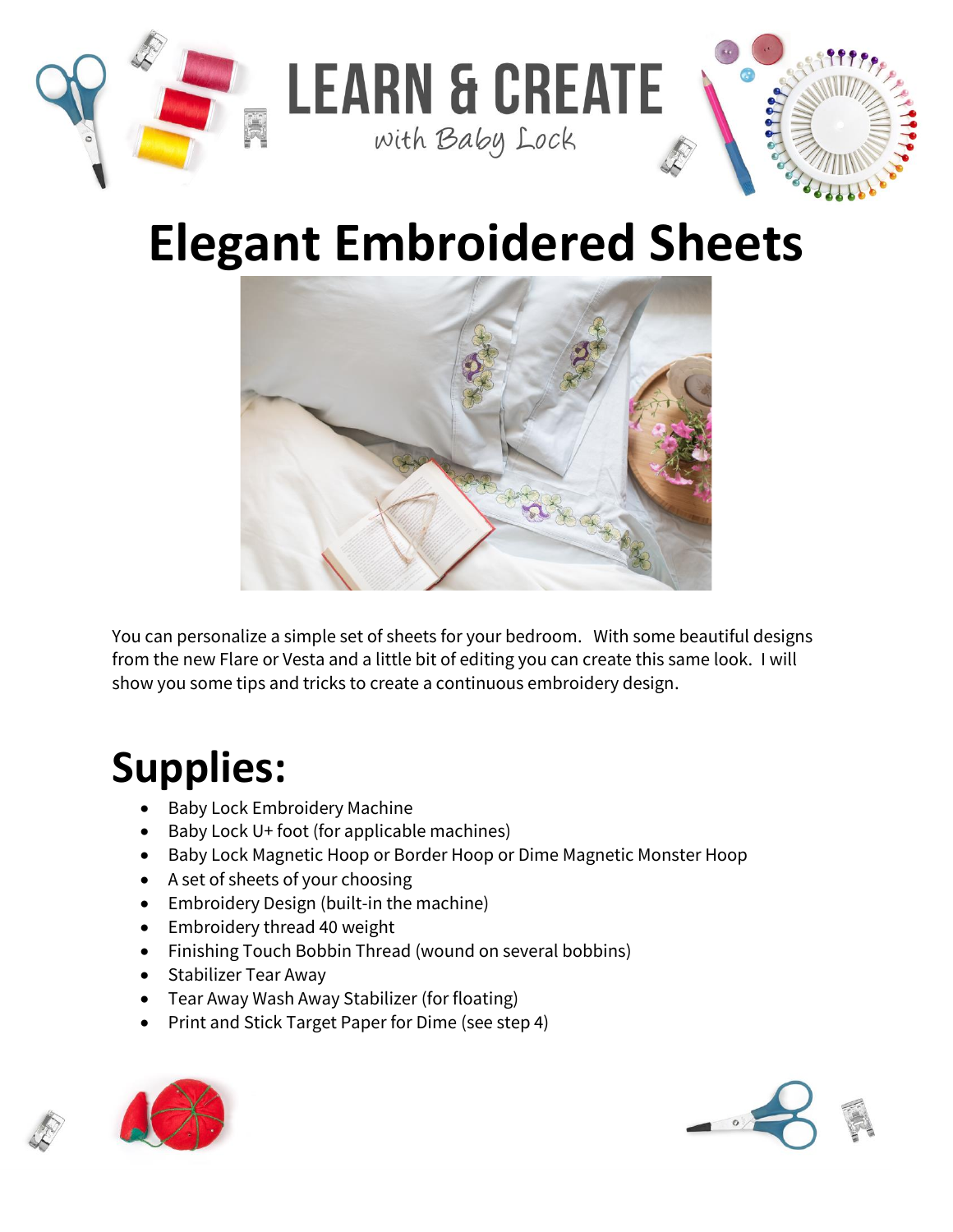LEARN & CREATE
with Baby Lock

# Elegant Embroidered Sheets

You can personalize a simple set of sheets for your bedroom. With some beautiful designs from the new Flare or Vesta and a little bit of editing you can create this same look. I will show you some tips and tricks to create a continuous embroidery design.

## Supplies:

- Baby Lock Embroidery Machine
- Baby Lock U+ foot (for applicable machines)
- Baby Lock Magnetic Hoop or Border Hoop or Dime Magnetic Monster Hoop
- A set of sheets of your choosing
- Embroidery Design (built-in the machine)
- Embroidery thread 40 weight
- Finishing Touch Bobbin Thread (wound on several bobbins)
- Stabilizer Tear Away
- Tear Away Wash Away Stabilizer (for floating)
- Print and Stick Target Paper for Dime (see step 4)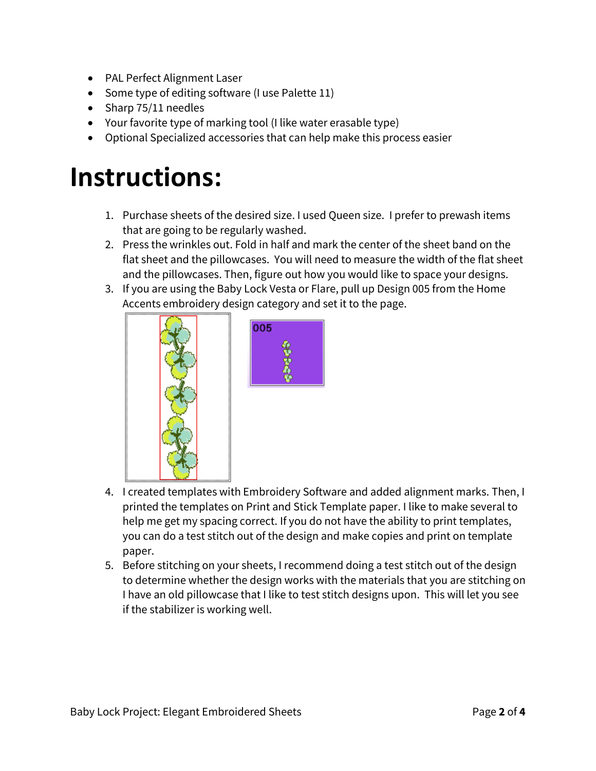- PAL Perfect Alignment Laser
- Some type of editing software (I use Palette 11)
- Sharp 75/11 needles
- Your favorite type of marking tool (I like water erasable type)
- Optional Specialized accessories that can help make this process easier

# Instructions:

1. Purchase sheets of the desired size. I used Queen size. I prefer to prewash items that are going to be regularly washed.
2. Press the wrinkles out. Fold in half and mark the center of the sheet band on the flat sheet and the pillowcases. You will need to measure the width of the flat sheet and the pillowcases. Then, figure out how you would like to space your designs.
3. If you are using the Baby Lock Vesta or Flare, pull up Design 005 from the Home Accents embroidery design category and set it to the page.
4. I created templates with Embroidery Software and added alignment marks. Then, I printed the templates on Print and Stick Template paper. I like to make several to help me get my spacing correct. If you do not have the ability to print templates, you can do a test stitch out of the design and make copies and print on template paper.
5. Before stitching on your sheets, I recommend doing a test stitch out of the design to determine whether the design works with the materials that you are stitching on I have an old pillowcase that I like to test stitch designs upon. This will let you see if the stabilizer is working well.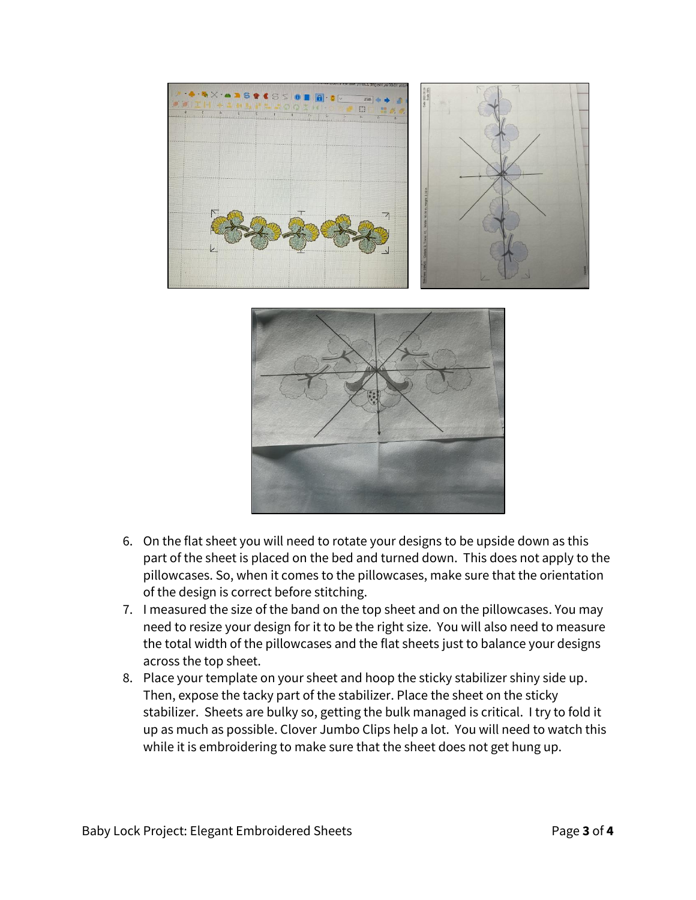6. On the flat sheet you will need to rotate your designs to be upside down as this part of the sheet is placed on the bed and turned down. This does not apply to the pillowcases. So, when it comes to the pillowcases, make sure that the orientation of the design is correct before stitching.
7. I measured the size of the band on the top sheet and on the pillowcases. You may need to resize your design for it to be the right size. You will also need to measure the total width of the pillowcases and the flat sheets just to balance your designs across the top sheet.
8. Place your template on your sheet and hoop the sticky stabilizer shiny side up. Then, expose the tacky part of the stabilizer. Place the sheet on the sticky stabilizer. Sheets are bulky so, getting the bulk managed is critical. I try to fold it up as much as possible. Clover Jumbo Clips help a lot. You will need to watch this while it is embroidering to make sure that the sheet does not get hung up.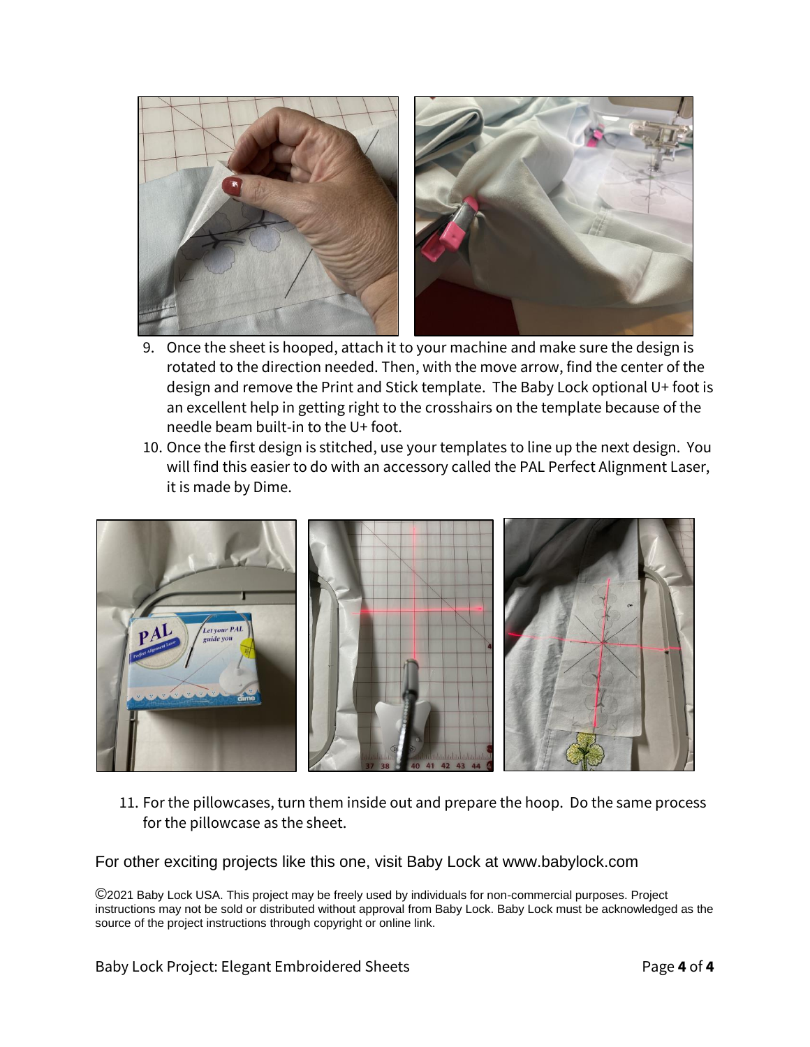9. Once the sheet is hooped, attach it to your machine and make sure the design is rotated to the direction needed. Then, with the move arrow, find the center of the design and remove the Print and Stick template. The Baby Lock optional U+ foot is an excellent help in getting right to the crosshairs on the template because of the needle beam built-in to the U+ foot.
10. Once the first design is stitched, use your templates to line up the next design. You will find this easier to do with an accessory called the PAL Perfect Alignment Laser, it is made by Dime.

11. For the pillowcases, turn them inside out and prepare the hoop. Do the same process for the pillowcase as the sheet.

For other exciting projects like this one, visit Baby Lock at www.babylock.com

©2021 Baby Lock USA. This project may be freely used by individuals for non-commercial purposes. Project instructions may not be sold or distributed without approval from Baby Lock. Baby Lock must be acknowledged as the source of the project instructions through copyright or online link.